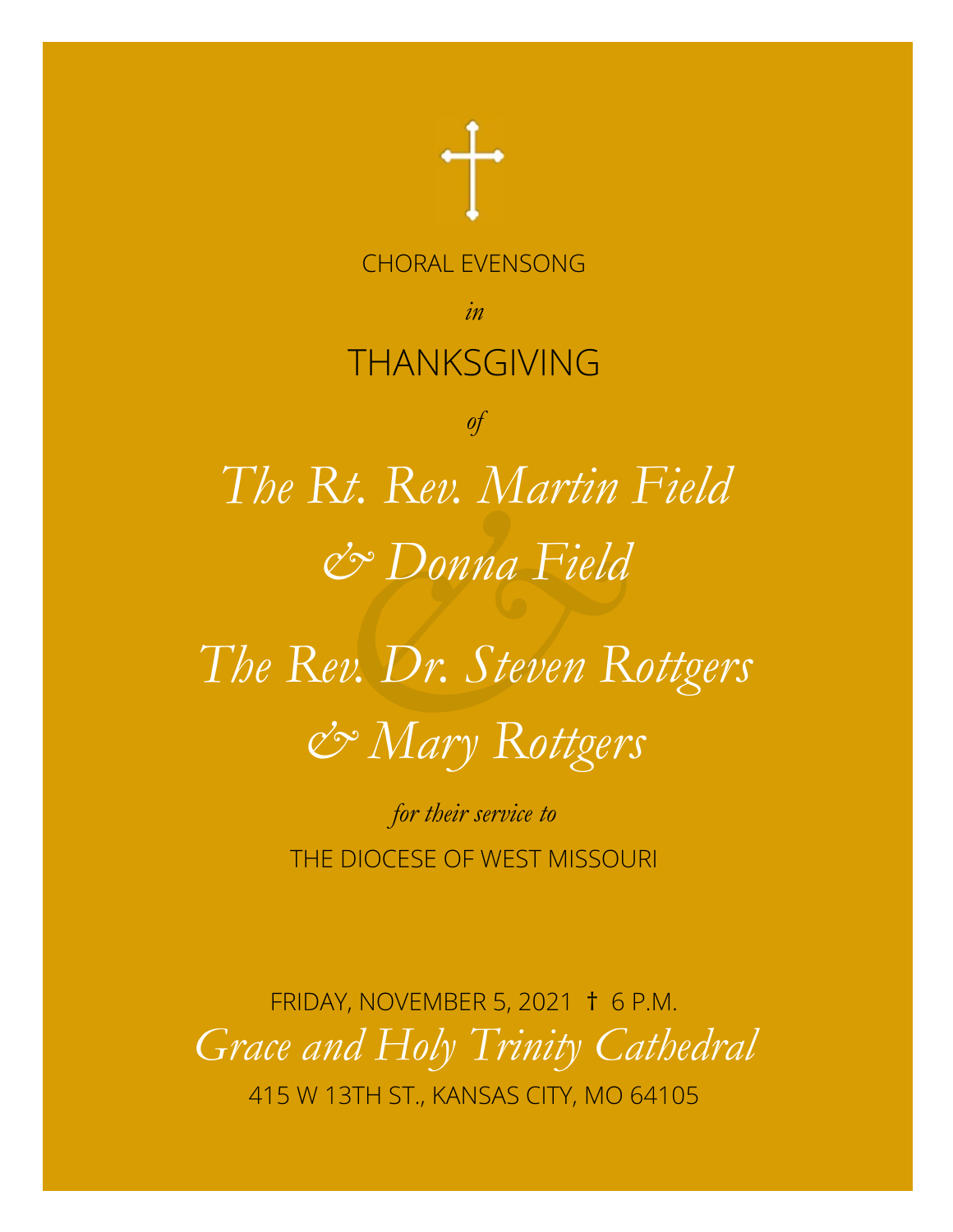CHORAL EVENSONG

*in*

# THANKSGIVING

*of*

## *The Rt. Rev. Martin Field*

## *& Donna Field*

## *The Rev. Dr. Steven Rottgers*

## *& Mary Rottgers*

*for their service to*

THE DIOCESE OF WEST MISSOURI

FRIDAY, NOVEMBER 5, 2021 † 6 P.M.

*Grace and Holy Trinity Cathedral*

415 W 13TH ST., KANSAS CITY, MO 64105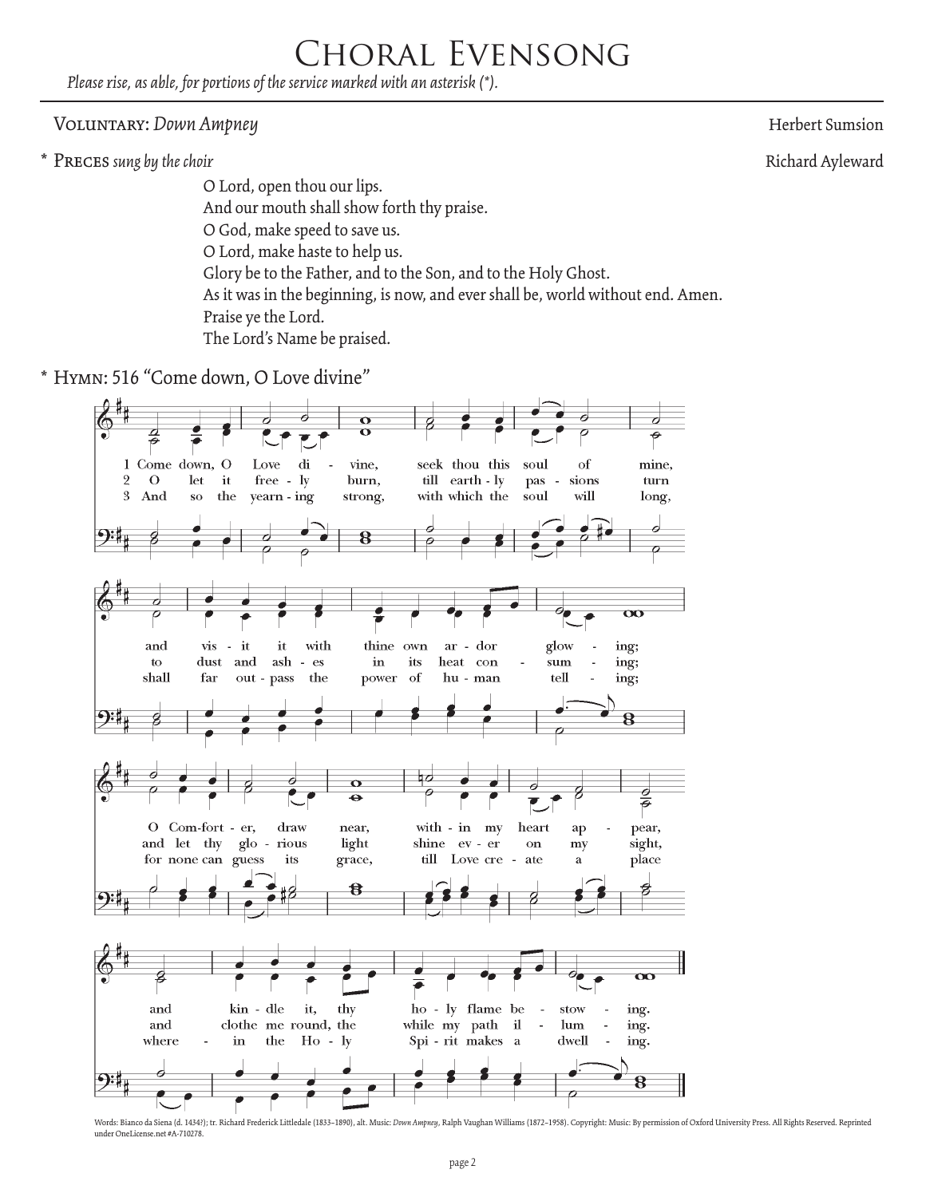# Choral Evensong

*Please rise, as able, for portions of the service marked with an asterisk (*).*

Voluntary: *Down Ampney* — Herbert Sumsion

\* Preces *sung by the choir* — Richard Ayleward

O Lord, open thou our lips.
And our mouth shall show forth thy praise.
O God, make speed to save us.
O Lord, make haste to help us.
Glory be to the Father, and to the Son, and to the Holy Ghost.
As it was in the beginning, is now, and ever shall be, world without end. Amen.
Praise ye the Lord.
The Lord's Name be praised.

\* Hymn: 516 "Come down, O Love divine"

1 Come down, O Love divine, seek thou this soul of mine, and visit it with thine own ardor glowing; O Comforter, draw near, within my heart appear, and kindle it, thy holy flame bestowing.

2 O let it freely burn, till earthly passions turn to dust and ashes in its heat consuming; and let thy glorious light shine ever on my sight, and clothe me round, the while my path illuming.

3 And so the yearning strong, with which the soul will long, shall far outpass the power of human telling; for none can guess its grace, till Love create a place wherein the Holy Spirit makes a dwelling.

Words: Bianco da Siena (d. 1434?); tr. Richard Frederick Littledale (1833–1890), alt. Music: *Down Ampney*, Ralph Vaughan Williams (1872–1958). Copyright: Music: By permission of Oxford University Press. All Rights Reserved. Reprinted under OneLicense.net #A-710278.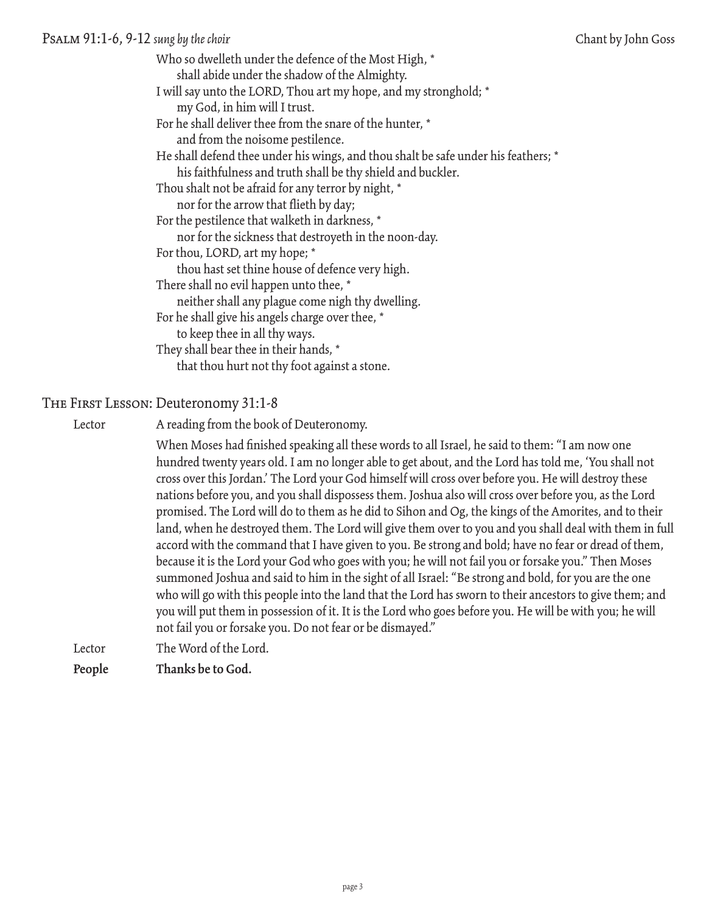## Psalm 91:1-6, 9-12 *sung by the choir*

Chant by John Goss

Who so dwelleth under the defence of the Most High, *
  shall abide under the shadow of the Almighty.
I will say unto the LORD, Thou art my hope, and my stronghold; *
  my God, in him will I trust.
For he shall deliver thee from the snare of the hunter, *
  and from the noisome pestilence.
He shall defend thee under his wings, and thou shalt be safe under his feathers; *
  his faithfulness and truth shall be thy shield and buckler.
Thou shalt not be afraid for any terror by night, *
  nor for the arrow that flieth by day;
For the pestilence that walketh in darkness, *
  nor for the sickness that destroyeth in the noon-day.
For thou, LORD, art my hope; *
  thou hast set thine house of defence very high.
There shall no evil happen unto thee, *
  neither shall any plague come nigh thy dwelling.
For he shall give his angels charge over thee, *
  to keep thee in all thy ways.
They shall bear thee in their hands, *
  that thou hurt not thy foot against a stone.

## The First Lesson: Deuteronomy 31:1-8

Lector  A reading from the book of Deuteronomy.

When Moses had finished speaking all these words to all Israel, he said to them: "I am now one hundred twenty years old. I am no longer able to get about, and the Lord has told me, 'You shall not cross over this Jordan.' The Lord your God himself will cross over before you. He will destroy these nations before you, and you shall dispossess them. Joshua also will cross over before you, as the Lord promised. The Lord will do to them as he did to Sihon and Og, the kings of the Amorites, and to their land, when he destroyed them. The Lord will give them over to you and you shall deal with them in full accord with the command that I have given to you. Be strong and bold; have no fear or dread of them, because it is the Lord your God who goes with you; he will not fail you or forsake you." Then Moses summoned Joshua and said to him in the sight of all Israel: "Be strong and bold, for you are the one who will go with this people into the land that the Lord has sworn to their ancestors to give them; and you will put them in possession of it. It is the Lord who goes before you. He will be with you; he will not fail you or forsake you. Do not fear or be dismayed."

Lector  The Word of the Lord.

**People  Thanks be to God.**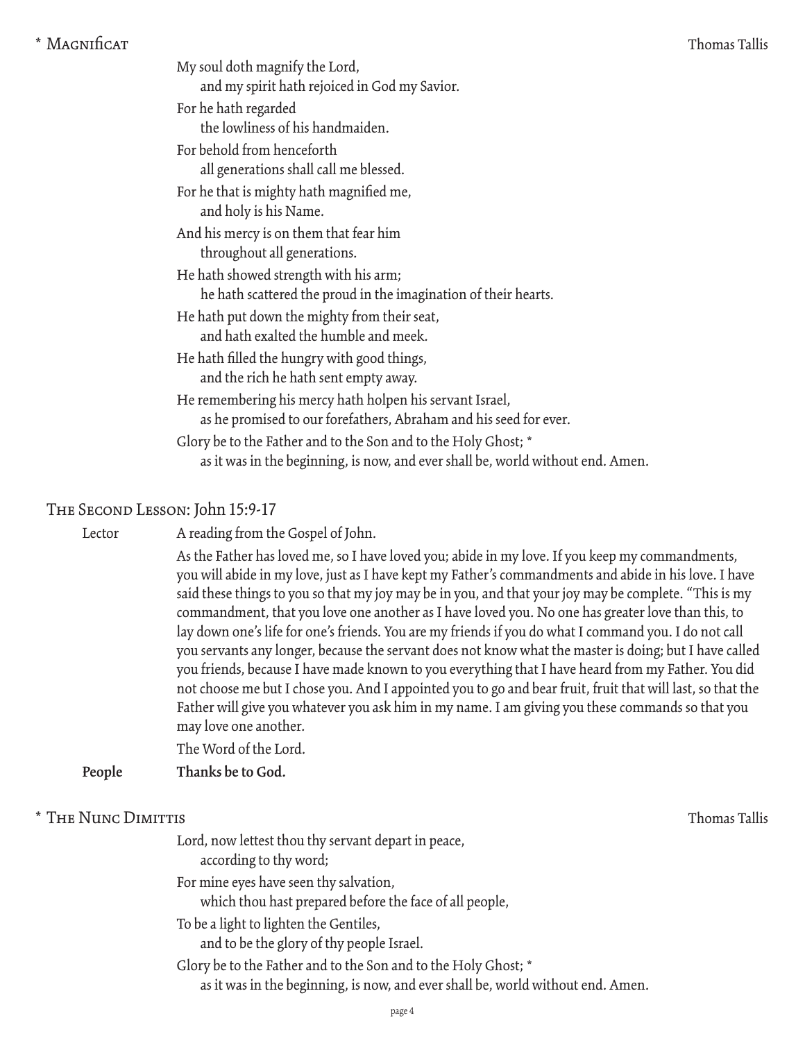## * Magnificat

Thomas Tallis

My soul doth magnify the Lord,
and my spirit hath rejoiced in God my Savior.

For he hath regarded
the lowliness of his handmaiden.

For behold from henceforth
all generations shall call me blessed.

For he that is mighty hath magnified me,
and holy is his Name.

And his mercy is on them that fear him
throughout all generations.

He hath showed strength with his arm;
he hath scattered the proud in the imagination of their hearts.

He hath put down the mighty from their seat,
and hath exalted the humble and meek.

He hath filled the hungry with good things,
and the rich he hath sent empty away.

He remembering his mercy hath holpen his servant Israel,
as he promised to our forefathers, Abraham and his seed for ever.

Glory be to the Father and to the Son and to the Holy Ghost; *
as it was in the beginning, is now, and ever shall be, world without end. Amen.

## The Second Lesson: John 15:9-17

Lector A reading from the Gospel of John.

As the Father has loved me, so I have loved you; abide in my love. If you keep my commandments, you will abide in my love, just as I have kept my Father's commandments and abide in his love. I have said these things to you so that my joy may be in you, and that your joy may be complete. "This is my commandment, that you love one another as I have loved you. No one has greater love than this, to lay down one's life for one's friends. You are my friends if you do what I command you. I do not call you servants any longer, because the servant does not know what the master is doing; but I have called you friends, because I have made known to you everything that I have heard from my Father. You did not choose me but I chose you. And I appointed you to go and bear fruit, fruit that will last, so that the Father will give you whatever you ask him in my name. I am giving you these commands so that you may love one another.

The Word of the Lord.

**People Thanks be to God.**

## * The Nunc Dimittis

Thomas Tallis

Lord, now lettest thou thy servant depart in peace,
according to thy word;

For mine eyes have seen thy salvation,
which thou hast prepared before the face of all people,

To be a light to lighten the Gentiles,
and to be the glory of thy people Israel.

Glory be to the Father and to the Son and to the Holy Ghost; *
as it was in the beginning, is now, and ever shall be, world without end. Amen.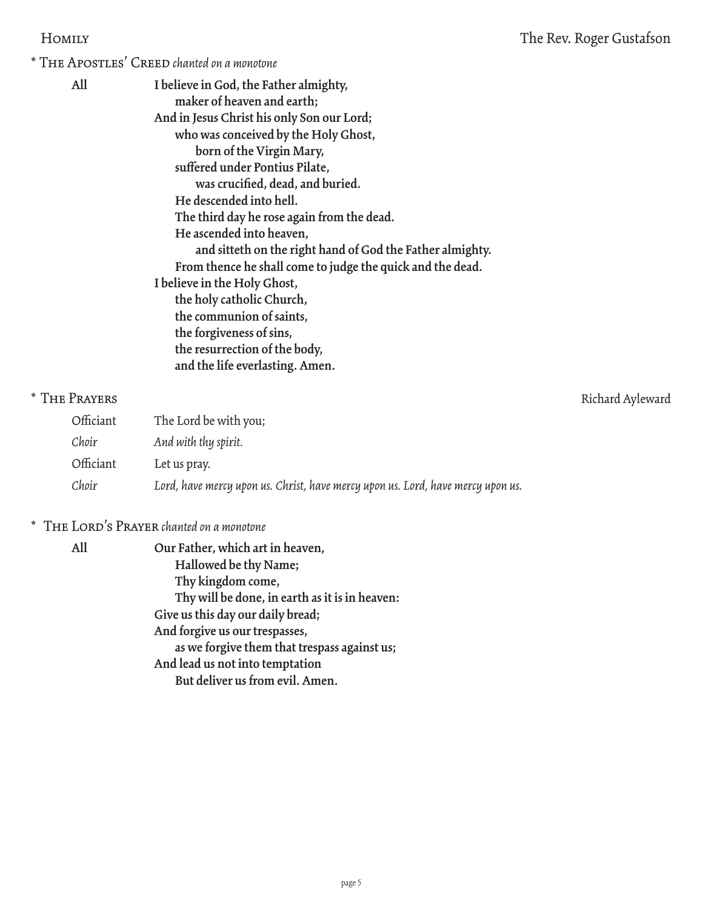## Homily — The Rev. Roger Gustafson

## * The Apostles' Creed *chanted on a monotone*

All

**I believe in God, the Father almighty,**
**maker of heaven and earth;**
**And in Jesus Christ his only Son our Lord;**
**who was conceived by the Holy Ghost,**
**born of the Virgin Mary,**
**suffered under Pontius Pilate,**
**was crucified, dead, and buried.**
**He descended into hell.**
**The third day he rose again from the dead.**
**He ascended into heaven,**
**and sitteth on the right hand of God the Father almighty.**
**From thence he shall come to judge the quick and the dead.**
**I believe in the Holy Ghost,**
**the holy catholic Church,**
**the communion of saints,**
**the forgiveness of sins,**
**the resurrection of the body,**
**and the life everlasting. Amen.**

## * The Prayers — Richard Ayleward

Officiant — The Lord be with you;

*Choir* — *And with thy spirit.*

Officiant — Let us pray.

*Choir* — *Lord, have mercy upon us. Christ, have mercy upon us. Lord, have mercy upon us.*

## * The Lord's Prayer *chanted on a monotone*

All

**Our Father, which art in heaven,**
**Hallowed be thy Name;**
**Thy kingdom come,**
**Thy will be done, in earth as it is in heaven:**
**Give us this day our daily bread;**
**And forgive us our trespasses,**
**as we forgive them that trespass against us;**
**And lead us not into temptation**
**But deliver us from evil. Amen.**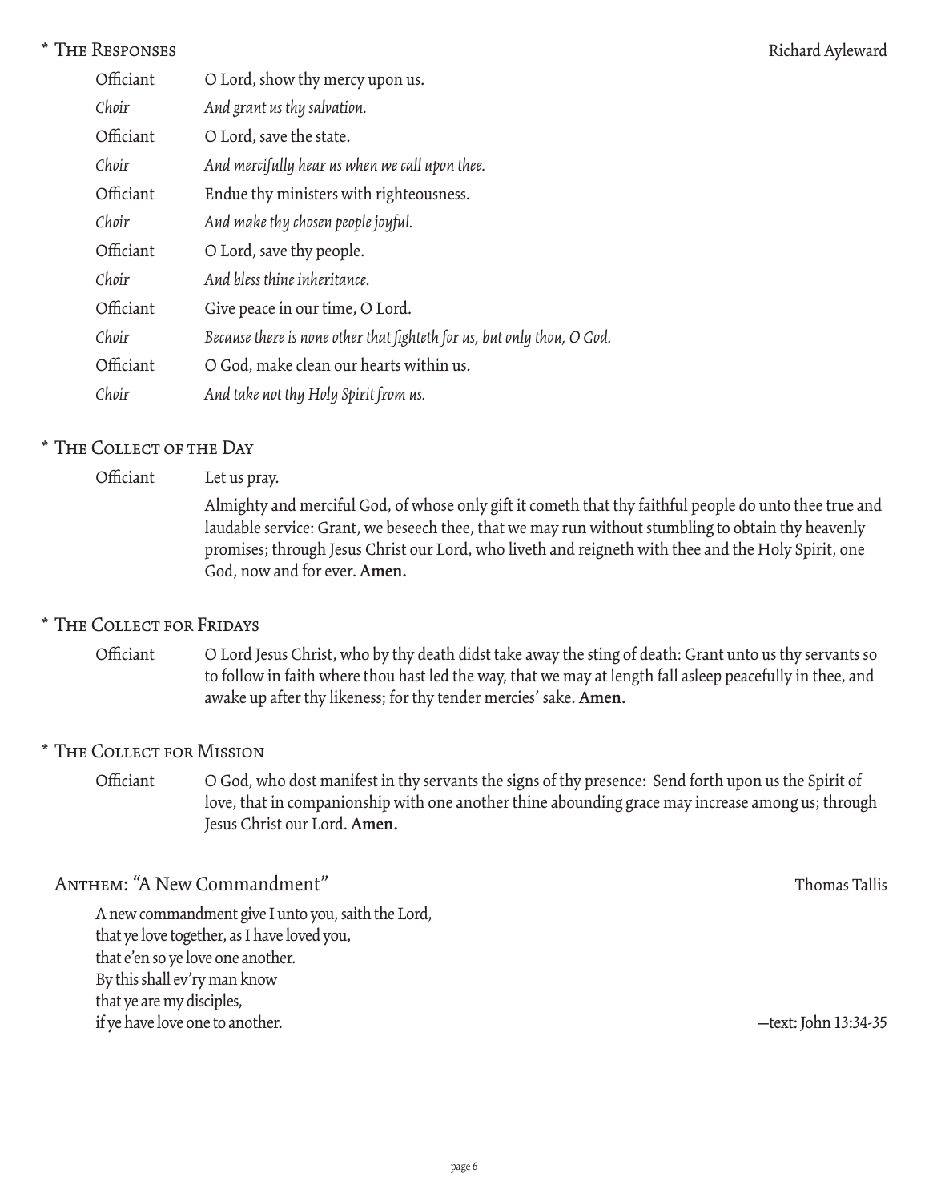## \* The Responses

Richard Ayleward

Officiant O Lord, show thy mercy upon us.

*Choir And grant us thy salvation.*

Officiant O Lord, save the state.

*Choir And mercifully hear us when we call upon thee.*

Officiant Endue thy ministers with righteousness.

*Choir And make thy chosen people joyful.*

Officiant O Lord, save thy people.

*Choir And bless thine inheritance.*

Officiant Give peace in our time, O Lord.

*Choir Because there is none other that fighteth for us, but only thou, O God.*

Officiant O God, make clean our hearts within us.

*Choir And take not thy Holy Spirit from us.*

## \* The Collect of the Day

Officiant Let us pray.

Almighty and merciful God, of whose only gift it cometh that thy faithful people do unto thee true and laudable service: Grant, we beseech thee, that we may run without stumbling to obtain thy heavenly promises; through Jesus Christ our Lord, who liveth and reigneth with thee and the Holy Spirit, one God, now and for ever. **Amen.**

## \* The Collect for Fridays

Officiant O Lord Jesus Christ, who by thy death didst take away the sting of death: Grant unto us thy servants so to follow in faith where thou hast led the way, that we may at length fall asleep peacefully in thee, and awake up after thy likeness; for thy tender mercies' sake. **Amen.**

## \* The Collect for Mission

Officiant O God, who dost manifest in thy servants the signs of thy presence: Send forth upon us the Spirit of love, that in companionship with one another thine abounding grace may increase among us; through Jesus Christ our Lord. **Amen.**

## Anthem: "A New Commandment"

Thomas Tallis

A new commandment give I unto you, saith the Lord,
that ye love together, as I have loved you,
that e'en so ye love one another.
By this shall ev'ry man know
that ye are my disciples,
if ye have love one to another.

—text: John 13:34-35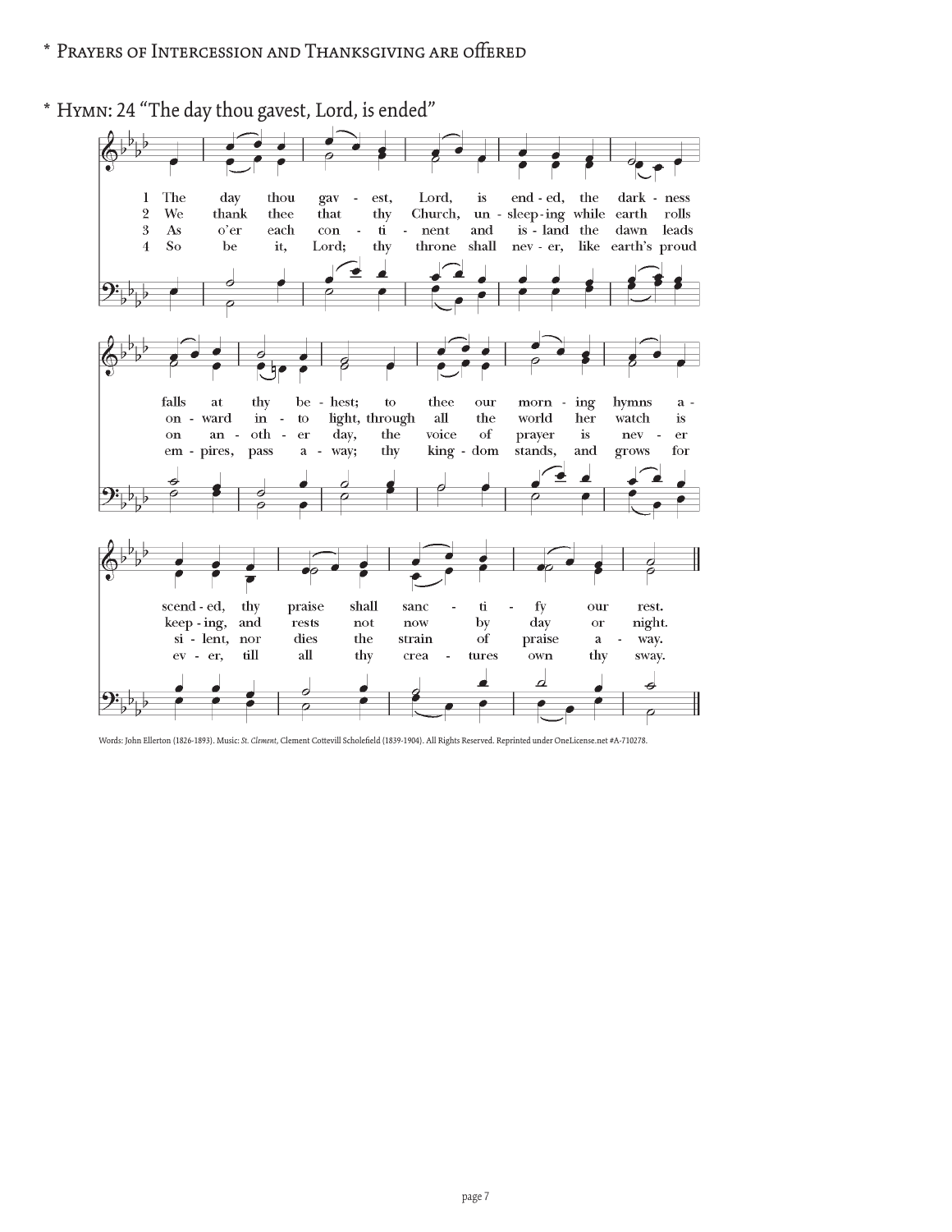\* Prayers of Intercession and Thanksgiving are offered

\* Hymn: 24 "The day thou gavest, Lord, is ended"

1 The day thou gav - est, Lord, is end - ed, the dark - ness falls at thy be - hest; to thee our morn - ing hymns a - scend - ed, thy praise shall sanc - ti - fy our rest.

2 We thank thee that thy Church, un - sleep - ing while earth rolls on - ward in - to light, through all the world her watch is keep - ing, and rests not now by day or night.

3 As o'er each con - ti - nent and is - land the dawn leads on an - oth - er day, the voice of prayer is nev - er si - lent, nor dies the strain of praise a - way.

4 So be it, Lord; thy throne shall nev - er, like earth's proud em - pires, pass a - way; thy king - dom stands, and grows for ev - er, till all thy crea - tures own thy sway.

Words: John Ellerton (1826-1893). Music: *St. Clement*, Clement Cottevill Scholefield (1839-1904). All Rights Reserved. Reprinted under OneLicense.net #A-710278.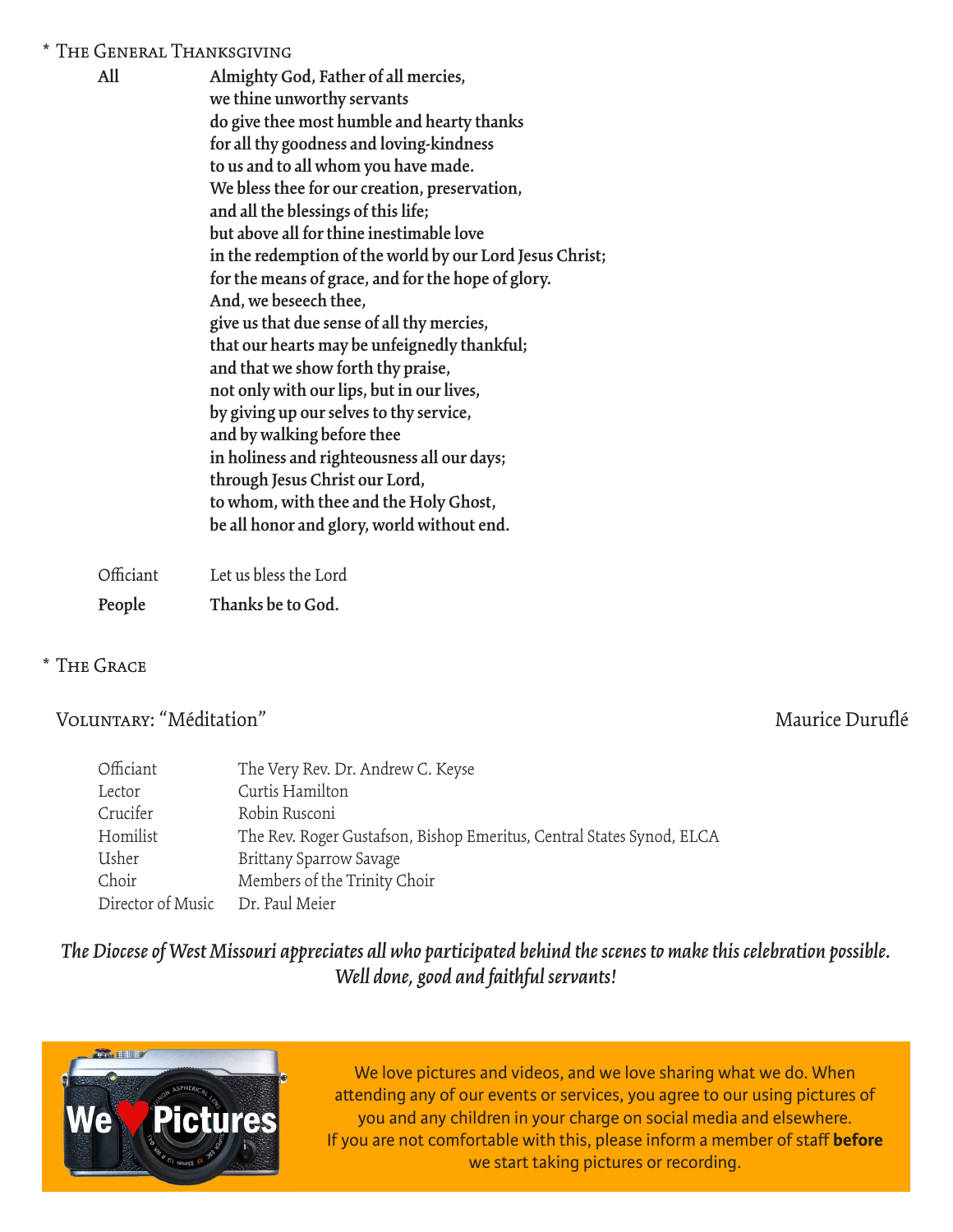## \* The General Thanksgiving

| | |
|---|---|
| **All** | **Almighty God, Father of all mercies,<br>we thine unworthy servants<br>do give thee most humble and hearty thanks<br>for all thy goodness and loving-kindness<br>to us and to all whom you have made.<br>We bless thee for our creation, preservation,<br>and all the blessings of this life;<br>but above all for thine inestimable love<br>in the redemption of the world by our Lord Jesus Christ;<br>for the means of grace, and for the hope of glory.<br>And, we beseech thee,<br>give us that due sense of all thy mercies,<br>that our hearts may be unfeignedly thankful;<br>and that we show forth thy praise,<br>not only with our lips, but in our lives,<br>by giving up our selves to thy service,<br>and by walking before thee<br>in holiness and righteousness all our days;<br>through Jesus Christ our Lord,<br>to whom, with thee and the Holy Ghost,<br>be all honor and glory, world without end.** |
| Officiant | Let us bless the Lord |
| **People** | **Thanks be to God.** |

## \* The Grace

## Voluntary: "Méditation" — Maurice Duruflé

| | |
|---|---|
| Officiant | The Very Rev. Dr. Andrew C. Keyse |
| Lector | Curtis Hamilton |
| Crucifer | Robin Rusconi |
| Homilist | The Rev. Roger Gustafson, Bishop Emeritus, Central States Synod, ELCA |
| Usher | Brittany Sparrow Savage |
| Choir | Members of the Trinity Choir |
| Director of Music | Dr. Paul Meier |

*The Diocese of West Missouri appreciates all who participated behind the scenes to make this celebration possible. Well done, good and faithful servants!*

We ♥ Pictures

We love pictures and videos, and we love sharing what we do. When attending any of our events or services, you agree to our using pictures of you and any children in your charge on social media and elsewhere. If you are not comfortable with this, please inform a member of staff **before** we start taking pictures or recording.